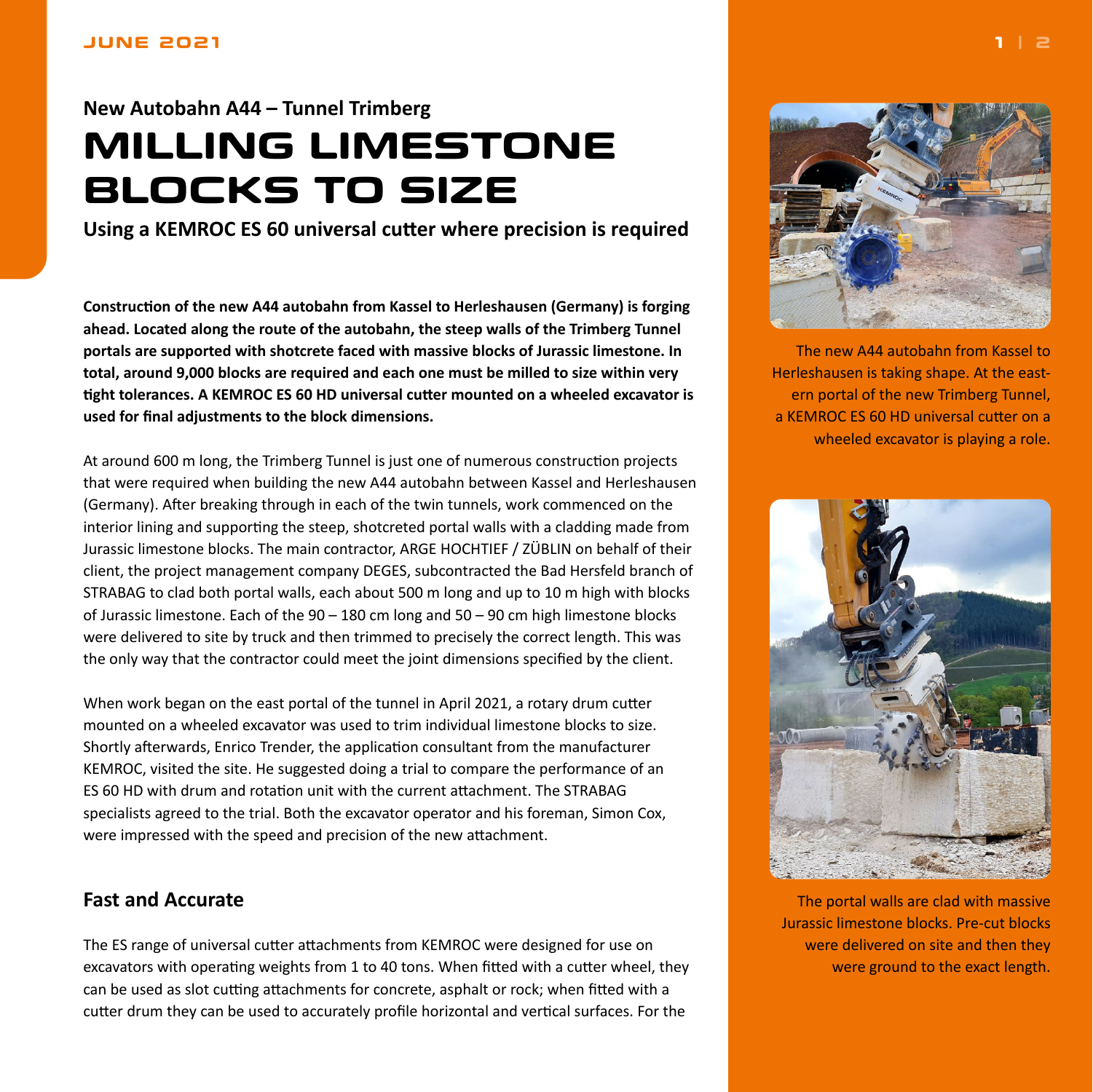JUNE 2021

### New Autobahn A44 – Tunnel Trimberg

# MILLING LIMESTONE BLOCKS TO SIZE

**Using a KEMROC ES 60 universal cutter where precision is required**

**Construction of the new A44 autobahn from Kassel to Herleshausen (Germany) is forging ahead. Located along the route of the autobahn, the steep walls of the Trimberg Tunnel portals are supported with shotcrete faced with massive blocks of Jurassic limestone. In total, around 9,000 blocks are required and each one must be milled to size within very tight tolerances. A KEMROC ES 60 HD universal cutter mounted on a wheeled excavator is used for final adjustments to the block dimensions.**

At around 600 m long, the Trimberg Tunnel is just one of numerous construction projects that were required when building the new A44 autobahn between Kassel and Herleshausen (Germany). After breaking through in each of the twin tunnels, work commenced on the interior lining and supporting the steep, shotcreted portal walls with a cladding made from Jurassic limestone blocks. The main contractor, ARGE HOCHTIEF / ZÜBLIN on behalf of their client, the project management company DEGES, subcontracted the Bad Hersfeld branch of STRABAG to clad both portal walls, each about 500 m long and up to 10 m high with blocks of Jurassic limestone. Each of the 90 – 180 cm long and 50 – 90 cm high limestone blocks were delivered to site by truck and then trimmed to precisely the correct length. This was the only way that the contractor could meet the joint dimensions specified by the client.

When work began on the east portal of the tunnel in April 2021, a rotary drum cutter mounted on a wheeled excavator was used to trim individual limestone blocks to size. Shortly afterwards, Enrico Trender, the application consultant from the manufacturer KEMROC, visited the site. He suggested doing a trial to compare the performance of an ES 60 HD with drum and rotation unit with the current attachment. The STRABAG specialists agreed to the trial. Both the excavator operator and his foreman, Simon Cox, were impressed with the speed and precision of the new attachment.

## Fast and Accurate

The ES range of universal cutter attachments from KEMROC were designed for use on excavators with operating weights from 1 to 40 tons. When fitted with a cutter wheel, they can be used as slot cutting attachments for concrete, asphalt or rock; when fitted with a cutter drum they can be used to accurately profile horizontal and vertical surfaces. For the

The new A44 autobahn from Kassel to Herleshausen is taking shape. At the eastern portal of the new Trimberg Tunnel, a KEMROC ES 60 HD universal cutter on a wheeled excavator is playing a role.

The portal walls are clad with massive Jurassic limestone blocks. Pre-cut blocks were delivered on site and then they were ground to the exact length.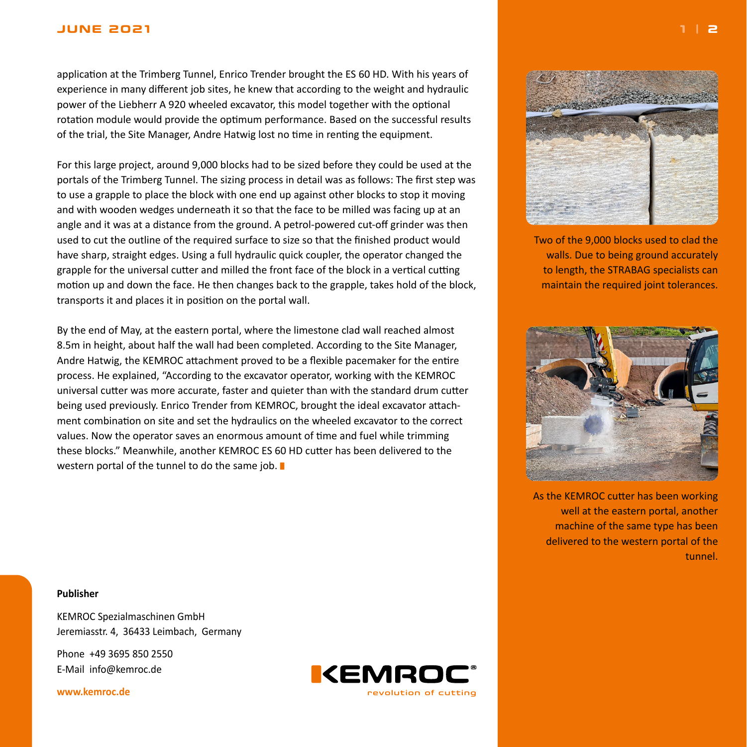application at the Trimberg Tunnel, Enrico Trender brought the ES 60 HD. With his years of experience in many different job sites, he knew that according to the weight and hydraulic power of the Liebherr A 920 wheeled excavator, this model together with the optional rotation module would provide the optimum performance. Based on the successful results of the trial, the Site Manager, Andre Hatwig lost no time in renting the equipment.

For this large project, around 9,000 blocks had to be sized before they could be used at the portals of the Trimberg Tunnel. The sizing process in detail was as follows: The first step was to use a grapple to place the block with one end up against other blocks to stop it moving and with wooden wedges underneath it so that the face to be milled was facing up at an angle and it was at a distance from the ground. A petrol-powered cut-off grinder was then used to cut the outline of the required surface to size so that the finished product would have sharp, straight edges. Using a full hydraulic quick coupler, the operator changed the grapple for the universal cutter and milled the front face of the block in a vertical cutting motion up and down the face. He then changes back to the grapple, takes hold of the block, transports it and places it in position on the portal wall.

By the end of May, at the eastern portal, where the limestone clad wall reached almost 8.5m in height, about half the wall had been completed. According to the Site Manager, Andre Hatwig, the KEMROC attachment proved to be a flexible pacemaker for the entire process. He explained, "According to the excavator operator, working with the KEMROC universal cutter was more accurate, faster and quieter than with the standard drum cutter being used previously. Enrico Trender from KEMROC, brought the ideal excavator attachment combination on site and set the hydraulics on the wheeled excavator to the correct values. Now the operator saves an enormous amount of time and fuel while trimming these blocks." Meanwhile, another KEMROC ES 60 HD cutter has been delivered to the western portal of the tunnel to do the same job.

Two of the 9,000 blocks used to clad the walls. Due to being ground accurately to length, the STRABAG specialists can maintain the required joint tolerances.

As the KEMROC cutter has been working well at the eastern portal, another machine of the same type has been delivered to the western portal of the tunnel.

**Publisher**

KEMROC Spezialmaschinen GmbH
Jeremiasstr. 4, 36433 Leimbach, Germany

Phone +49 3695 850 2550
E-Mail info@kemroc.de

**www.kemroc.de**

KEMROC® revolution of cutting